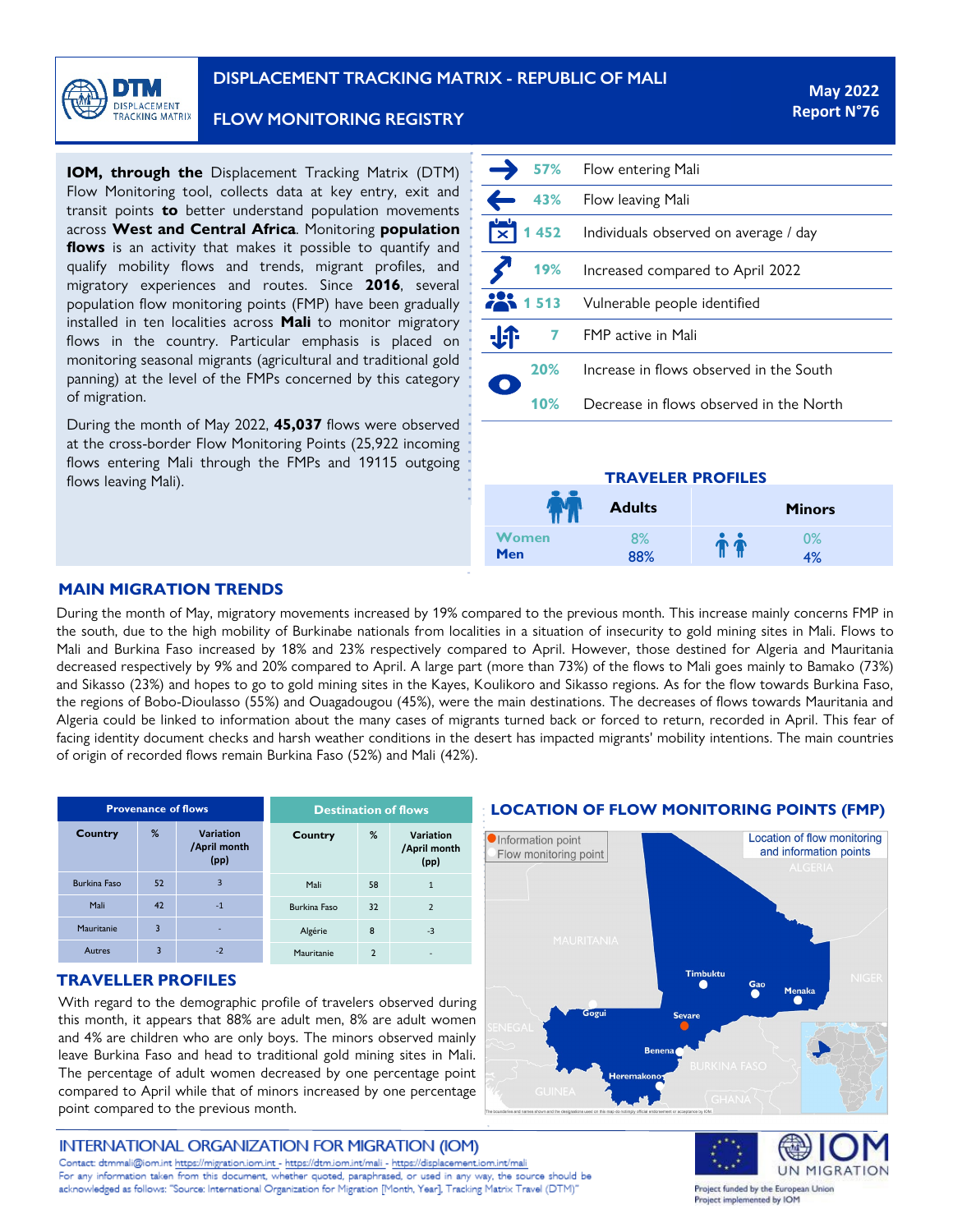# DISPLACEMENT TRACKING MATRIX - REPUBLIC OF MALI

## FLOW MONITORING REGISTRY

**May 2022**
**Report N°76**

**IOM, through the** Displacement Tracking Matrix (DTM) Flow Monitoring tool, collects data at key entry, exit and transit points **to** better understand population movements across **West and Central Africa**. Monitoring **population flows** is an activity that makes it possible to quantify and qualify mobility flows and trends, migrant profiles, and migratory experiences and routes. Since **2016**, several population flow monitoring points (FMP) have been gradually installed in ten localities across **Mali** to monitor migratory flows in the country. Particular emphasis is placed on monitoring seasonal migrants (agricultural and traditional gold panning) at the level of the FMPs concerned by this category of migration.

During the month of May 2022, **45,037** flows were observed at the cross-border Flow Monitoring Points (25,922 incoming flows entering Mali through the FMPs and 19115 outgoing flows leaving Mali).

| | |
|---|---|
| 57% | Flow entering Mali |
| 43% | Flow leaving Mali |
| 1 452 | Individuals observed on average / day |
| 19% | Increased compared to April 2022 |
| 1 513 | Vulnerable people identified |
| 7 | FMP active in Mali |
| 20% | Increase in flows observed in the South |
| 10% | Decrease in flows observed in the North |

### TRAVELER PROFILES

| | Adults | Minors |
|---|---|---|
| Women | 8% | 0% |
| Men | 88% | 4% |

## MAIN MIGRATION TRENDS

During the month of May, migratory movements increased by 19% compared to the previous month. This increase mainly concerns FMP in the south, due to the high mobility of Burkinabe nationals from localities in a situation of insecurity to gold mining sites in Mali. Flows to Mali and Burkina Faso increased by 18% and 23% respectively compared to April. However, those destined for Algeria and Mauritania decreased respectively by 9% and 20% compared to April. A large part (more than 73%) of the flows to Mali goes mainly to Bamako (73%) and Sikasso (23%) and hopes to go to gold mining sites in the Kayes, Koulikoro and Sikasso regions. As for the flow towards Burkina Faso, the regions of Bobo-Dioulasso (55%) and Ouagadougou (45%), were the main destinations. The decreases of flows towards Mauritania and Algeria could be linked to information about the many cases of migrants turned back or forced to return, recorded in April. This fear of facing identity document checks and harsh weather conditions in the desert has impacted migrants' mobility intentions. The main countries of origin of recorded flows remain Burkina Faso (52%) and Mali (42%).

**Provenance of flows**

| Country | % | Variation /April month (pp) |
|---|---|---|
| Burkina Faso | 52 | 3 |
| Mali | 42 | -1 |
| Mauritanie | 3 | - |
| Autres | 3 | -2 |

**Destination of flows**

| Country | % | Variation /April month (pp) |
|---|---|---|
| Mali | 58 | 1 |
| Burkina Faso | 32 | 2 |
| Algérie | 8 | -3 |
| Mauritanie | 2 | - |

## TRAVELLER PROFILES

With regard to the demographic profile of travelers observed during this month, it appears that 88% are adult men, 8% are adult women and 4% are children who are only boys. The minors observed mainly leave Burkina Faso and head to traditional gold mining sites in Mali. The percentage of adult women decreased by one percentage point compared to April while that of minors increased by one percentage point compared to the previous month.

## LOCATION OF FLOW MONITORING POINTS (FMP)

Location of flow monitoring and information points

Information point
Flow monitoring point

ALGERIA, MAURITANIA, NIGER, SENEGAL, BURKINA FASO, GUINEA, GHANA

Timbuktu, Gao, Menaka, Gogui, Sevare, Benena, Heremakono

The boundaries and names shown and the designations used on this map do not imply official endorsement or acceptance by IOM.

**INTERNATIONAL ORGANIZATION FOR MIGRATION (IOM)**

Contact: dtmmali@iom.int https://migration.iom.int - https://dtm.iom.int/mali - https://displacement.iom.int/mali
For any information taken from this document, whether quoted, paraphrased, or used in any way, the source should be acknowledged as follows: "Source: International Organization for Migration [Month, Year], Tracking Matrix Travel (DTM)"

Project funded by the European Union
Project implemented by IOM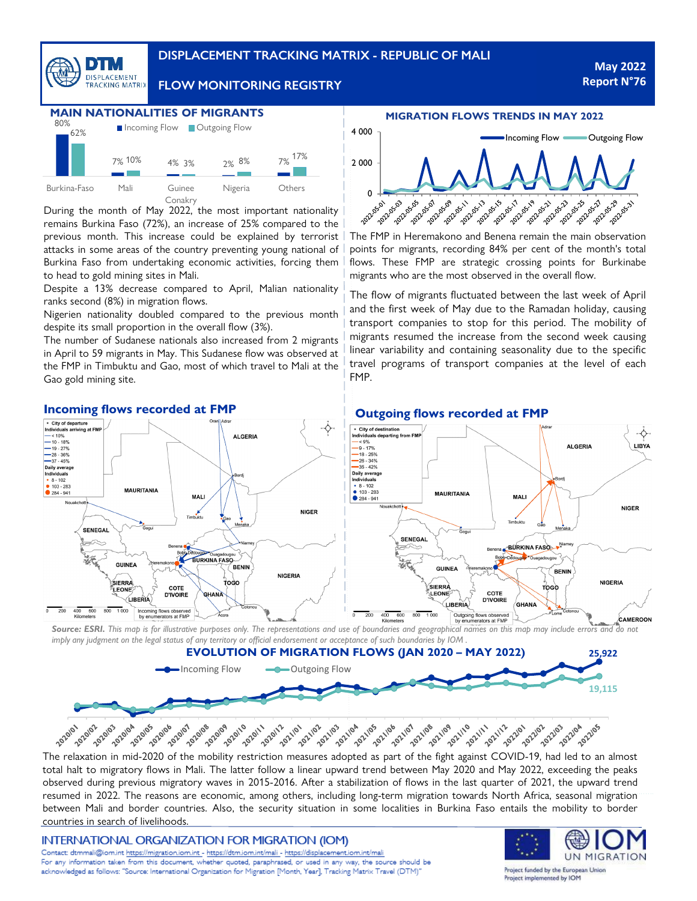# DISPLACEMENT TRACKING MATRIX - REPUBLIC OF MALI

## FLOW MONITORING REGISTRY

**May 2022**
**Report N°76**

## MAIN NATIONALITIES OF MIGRANTS

Incoming Flow
Outgoing Flow

80%
62%
Burkina-Faso

7% 10%
Mali

4% 3%
Guinee Conakry

2% 8%
Nigeria

7% 17%
Others

During the month of May 2022, the most important nationality remains Burkina Faso (72%), an increase of 25% compared to the previous month. This increase could be explained by terrorist attacks in some areas of the country preventing young national of Burkina Faso from undertaking economic activities, forcing them to head to gold mining sites in Mali.

Despite a 13% decrease compared to April, Malian nationality ranks second (8%) in migration flows.

Nigerien nationality doubled compared to the previous month despite its small proportion in the overall flow (3%).

The number of Sudanese nationals also increased from 2 migrants in April to 59 migrants in May. This Sudanese flow was observed at the FMP in Timbuktu and Gao, most of which travel to Mali at the Gao gold mining site.

## MIGRATION FLOWS TRENDS IN MAY 2022

Incoming Flow
Outgoing Flow

4 000
2 000
0

2022-05-01, 2022-05-03, 2022-05-05, 2022-05-07, 2022-05-09, 2022-05-11, 2022-05-13, 2022-05-15, 2022-05-17, 2022-05-19, 2022-05-21, 2022-05-23, 2022-05-25, 2022-05-27, 2022-05-29, 2022-05-31

The FMP in Heremakono and Benena remain the main observation points for migrants, recording 84% per cent of the month's total flows. These FMP are strategic crossing points for Burkinabe migrants who are the most observed in the overall flow.

The flow of migrants fluctuated between the last week of April and the first week of May due to the Ramadan holiday, causing transport companies to stop for this period. The mobility of migrants resumed the increase from the second week causing linear variability and containing seasonality due to the specific travel programs of transport companies at the level of each FMP.

## Incoming flows recorded at FMP

City of departure
Individuals arriving at FMP
< 10%
10 - 18%
19 - 27%
28 - 36%
37 - 45%
Daily average Individuals
8 - 102
103 - 283
284 - 941

ALGERIA, MAURITANIA, MALI, NIGER, SENEGAL, GUINEA, SIERRA LEONE, LIBERIA, COTE D'IVOIRE, GHANA, TOGO, BENIN, NIGERIA, BURKINA FASO

Oran, Adrar, Bordj, Nouakchott, Timbuktu, Gao, Menaka, Gogui, Niamey, Benena, Bobo-Dioulasso, Ouagadougou, Heremakono, Cotonou, Accra

0 200 400 600 800 1 000 Kilometers

Incoming flows observed by enumerators at FMP

## Outgoing flows recorded at FMP

City of destination
Individuals departing from FMP
< 9%
9 - 17%
18 - 25%
26 - 34%
35 - 42%
Daily average Individuals
8 - 102
103 - 283
284 - 941

ALGERIA, LIBYA, MAURITANIA, MALI, NIGER, SENEGAL, GUINEA, SIERRA LEONE, LIBERIA, COTE D'IVOIRE, GHANA, TOGO, BENIN, NIGERIA, BURKINA FASO, CAMEROON

Adrar, Bordj, Nouakchott, Timbuktu, Gao, Menaka, Gogui, Niamey, Benena, Bobo-Dioulasso, Ouagadougou, Heremakono, Cotonou, Lome

0 200 400 600 800 1 000 Kilometers

Outgoing flows observed by enumerators at FMP

*Source: ESRI. This map is for illustrative purposes only. The representations and use of boundaries and geographical names on this map may include errors and do not imply any judgment on the legal status of any territory or official endorsement or acceptance of such boundaries by IOM .*

## EVOLUTION OF MIGRATION FLOWS (JAN 2020 – MAY 2022)

Incoming Flow
Outgoing Flow

25,922
19,115

2020/01, 2020/02, 2020/03, 2020/04, 2020/05, 2020/06, 2020/07, 2020/08, 2020/09, 2020/10, 2020/11, 2020/12, 2021/01, 2021/02, 2021/03, 2021/04, 2021/05, 2021/06, 2021/07, 2021/08, 2021/09, 2021/10, 2021/11, 2021/12, 2022/01, 2022/02, 2022/03, 2022/04, 2022/05

The relaxation in mid-2020 of the mobility restriction measures adopted as part of the fight against COVID-19, had led to an almost total halt to migratory flows in Mali. The latter follow a linear upward trend between May 2020 and May 2022, exceeding the peaks observed during previous migratory waves in 2015-2016. After a stabilization of flows in the last quarter of 2021, the upward trend resumed in 2022. The reasons are economic, among others, including long-term migration towards North Africa, seasonal migration between Mali and border countries. Also, the security situation in some localities in Burkina Faso entails the mobility to border countries in search of livelihoods.

**INTERNATIONAL ORGANIZATION FOR MIGRATION (IOM)**

Contact: dtmmali@iom.int https://migration.iom.int - https://dtm.iom.int/mali - https://displacement.iom.int/mali

For any information taken from this document, whether quoted, paraphrased, or used in any way, the source should be acknowledged as follows: "Source: International Organization for Migration [Month, Year], Tracking Matrix Travel (DTM)"

Project funded by the European Union
Project implemented by IOM